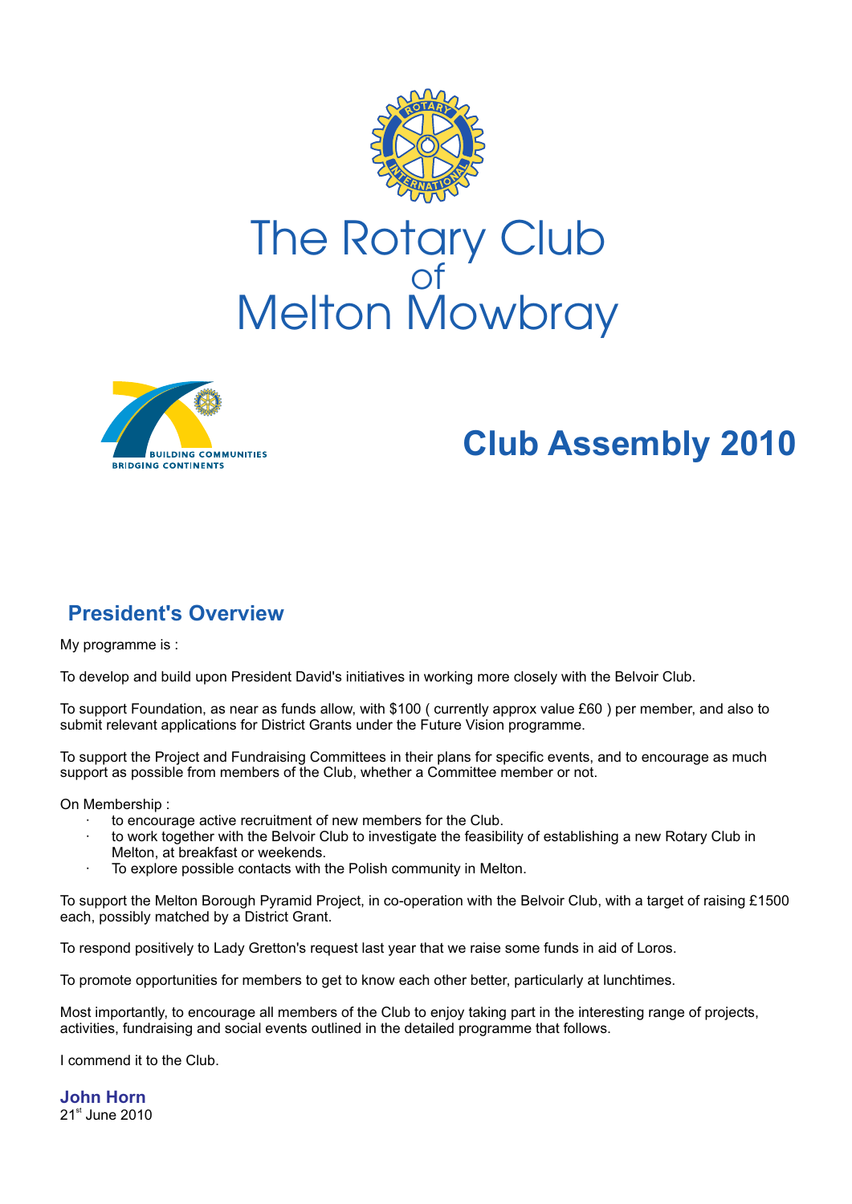# The Rotary Club of Melton Mowbray

BUILDING COMMUNITIES
BRIDGING CONTINENTS

# Club Assembly 2010

## President's Overview

My programme is :

To develop and build upon President David's initiatives in working more closely with the Belvoir Club.

To support Foundation, as near as funds allow, with $100 ( currently approx value £60 ) per member, and also to submit relevant applications for District Grants under the Future Vision programme.

To support the Project and Fundraising Committees in their plans for specific events, and to encourage as much support as possible from members of the Club, whether a Committee member or not.

On Membership :

- to encourage active recruitment of new members for the Club.
- to work together with the Belvoir Club to investigate the feasibility of establishing a new Rotary Club in Melton, at breakfast or weekends.
- To explore possible contacts with the Polish community in Melton.

To support the Melton Borough Pyramid Project, in co-operation with the Belvoir Club, with a target of raising £1500 each, possibly matched by a District Grant.

To respond positively to Lady Gretton's request last year that we raise some funds in aid of Loros.

To promote opportunities for members to get to know each other better, particularly at lunchtimes.

Most importantly, to encourage all members of the Club to enjoy taking part in the interesting range of projects, activities, fundraising and social events outlined in the detailed programme that follows.

I commend it to the Club.

**John Horn**
21st June 2010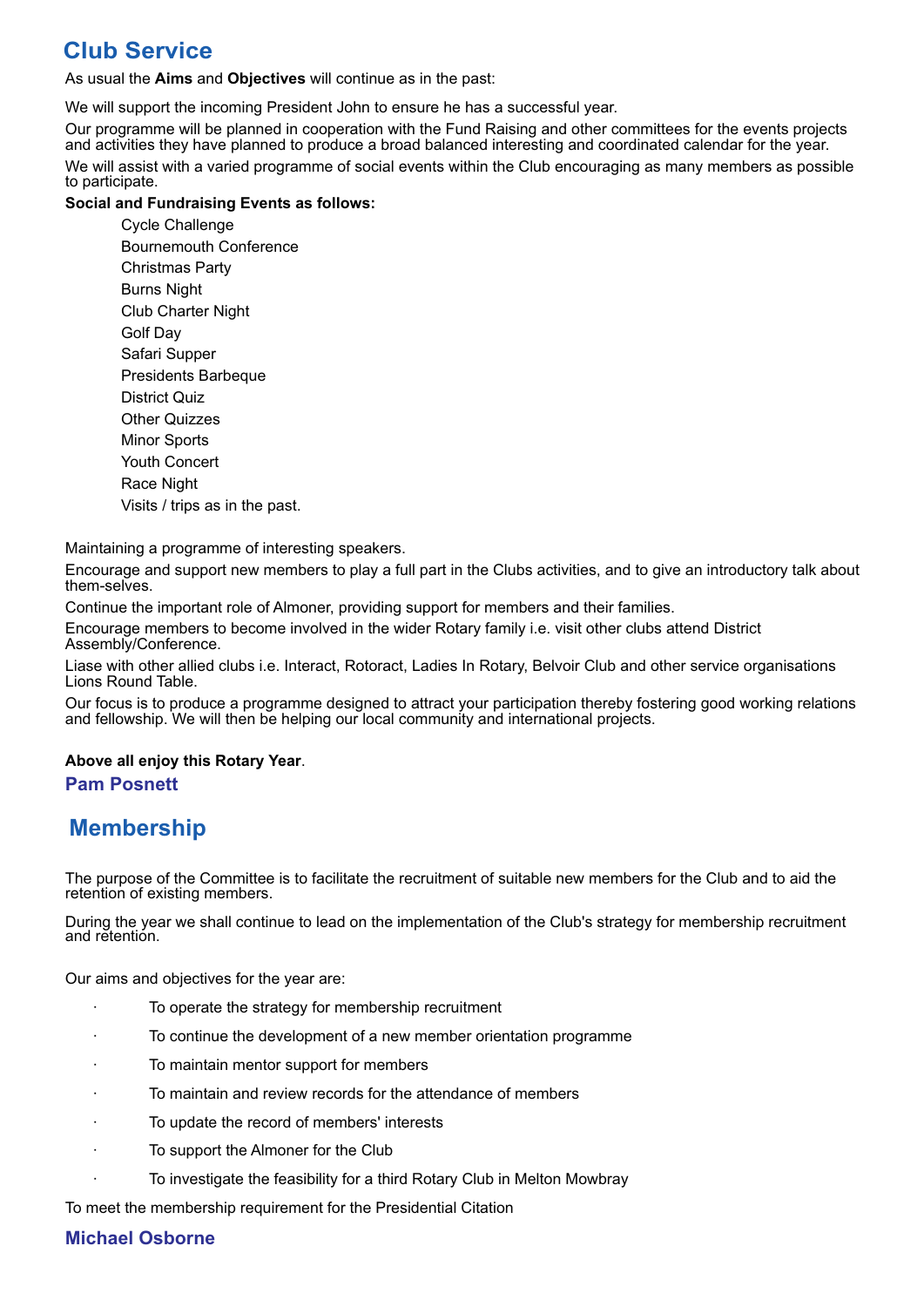## Club Service

As usual the **Aims** and **Objectives** will continue as in the past:

We will support the incoming President John to ensure he has a successful year.

Our programme will be planned in cooperation with the Fund Raising and other committees for the events projects and activities they have planned to produce a broad balanced interesting and coordinated calendar for the year.

We will assist with a varied programme of social events within the Club encouraging as many members as possible to participate.

**Social and Fundraising Events as follows:**

- Cycle Challenge
- Bournemouth Conference
- Christmas Party
- Burns Night
- Club Charter Night
- Golf Day
- Safari Supper
- Presidents Barbeque
- District Quiz
- Other Quizzes
- Minor Sports
- Youth Concert
- Race Night
- Visits / trips as in the past.

Maintaining a programme of interesting speakers.

Encourage and support new members to play a full part in the Clubs activities, and to give an introductory talk about them-selves.

Continue the important role of Almoner, providing support for members and their families.

Encourage members to become involved in the wider Rotary family i.e. visit other clubs attend District Assembly/Conference.

Liase with other allied clubs i.e. Interact, Rotoract, Ladies In Rotary, Belvoir Club and other service organisations Lions Round Table.

Our focus is to produce a programme designed to attract your participation thereby fostering good working relations and fellowship. We will then be helping our local community and international projects.

**Above all enjoy this Rotary Year**.

**Pam Posnett**

## Membership

The purpose of the Committee is to facilitate the recruitment of suitable new members for the Club and to aid the retention of existing members.

During the year we shall continue to lead on the implementation of the Club's strategy for membership recruitment and retention.

Our aims and objectives for the year are:

- To operate the strategy for membership recruitment
- To continue the development of a new member orientation programme
- To maintain mentor support for members
- To maintain and review records for the attendance of members
- To update the record of members' interests
- To support the Almoner for the Club
- To investigate the feasibility for a third Rotary Club in Melton Mowbray

To meet the membership requirement for the Presidential Citation

**Michael Osborne**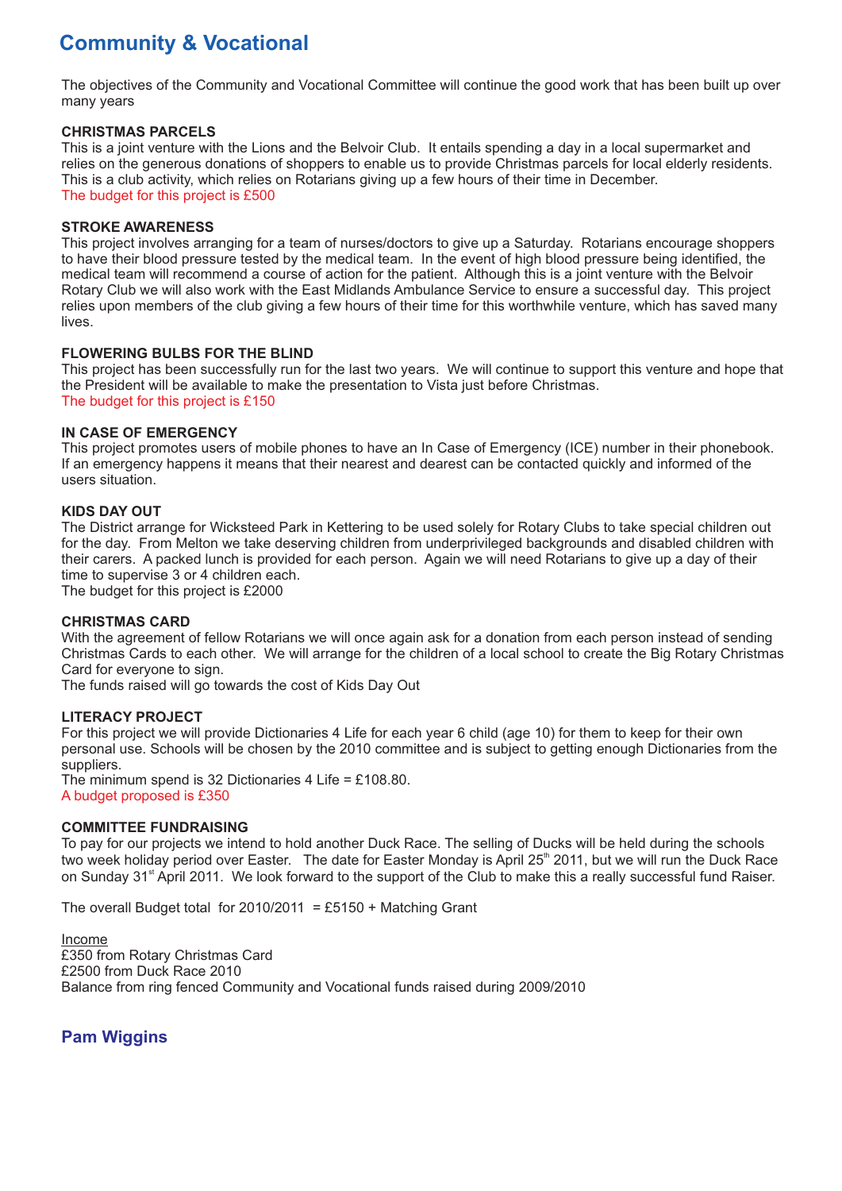# Community & Vocational

The objectives of the Community and Vocational Committee will continue the good work that has been built up over many years

### CHRISTMAS PARCELS

This is a joint venture with the Lions and the Belvoir Club. It entails spending a day in a local supermarket and relies on the generous donations of shoppers to enable us to provide Christmas parcels for local elderly residents. This is a club activity, which relies on Rotarians giving up a few hours of their time in December.
The budget for this project is £500

### STROKE AWARENESS

This project involves arranging for a team of nurses/doctors to give up a Saturday. Rotarians encourage shoppers to have their blood pressure tested by the medical team. In the event of high blood pressure being identified, the medical team will recommend a course of action for the patient. Although this is a joint venture with the Belvoir Rotary Club we will also work with the East Midlands Ambulance Service to ensure a successful day. This project relies upon members of the club giving a few hours of their time for this worthwhile venture, which has saved many lives.

### FLOWERING BULBS FOR THE BLIND

This project has been successfully run for the last two years. We will continue to support this venture and hope that the President will be available to make the presentation to Vista just before Christmas.
The budget for this project is £150

### IN CASE OF EMERGENCY

This project promotes users of mobile phones to have an In Case of Emergency (ICE) number in their phonebook. If an emergency happens it means that their nearest and dearest can be contacted quickly and informed of the users situation.

### KIDS DAY OUT

The District arrange for Wicksteed Park in Kettering to be used solely for Rotary Clubs to take special children out for the day. From Melton we take deserving children from underprivileged backgrounds and disabled children with their carers. A packed lunch is provided for each person. Again we will need Rotarians to give up a day of their time to supervise 3 or 4 children each.
The budget for this project is £2000

### CHRISTMAS CARD

With the agreement of fellow Rotarians we will once again ask for a donation from each person instead of sending Christmas Cards to each other. We will arrange for the children of a local school to create the Big Rotary Christmas Card for everyone to sign.
The funds raised will go towards the cost of Kids Day Out

### LITERACY PROJECT

For this project we will provide Dictionaries 4 Life for each year 6 child (age 10) for them to keep for their own personal use. Schools will be chosen by the 2010 committee and is subject to getting enough Dictionaries from the suppliers.
The minimum spend is 32 Dictionaries 4 Life = £108.80.
A budget proposed is £350

### COMMITTEE FUNDRAISING

To pay for our projects we intend to hold another Duck Race. The selling of Ducks will be held during the schools two week holiday period over Easter. The date for Easter Monday is April 25th 2011, but we will run the Duck Race on Sunday 31st April 2011. We look forward to the support of the Club to make this a really successful fund Raiser.

The overall Budget total for 2010/2011 = £5150 + Matching Grant

Income
£350 from Rotary Christmas Card
£2500 from Duck Race 2010
Balance from ring fenced Community and Vocational funds raised during 2009/2010

**Pam Wiggins**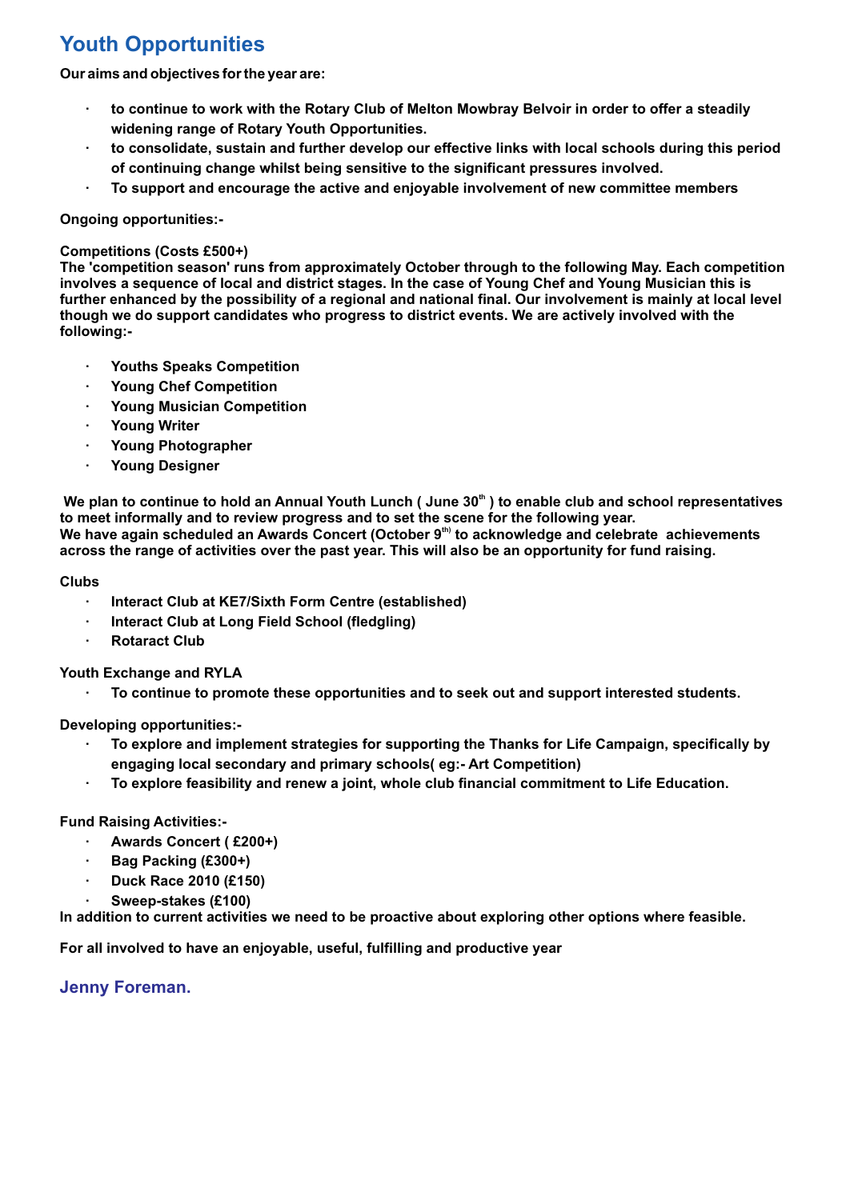## Youth Opportunities

**Our aims and objectives for the year are:**

- **to continue to work with the Rotary Club of Melton Mowbray Belvoir in order to offer a steadily widening range of Rotary Youth Opportunities.**
- **to consolidate, sustain and further develop our effective links with local schools during this period of continuing change whilst being sensitive to the significant pressures involved.**
- **To support and encourage the active and enjoyable involvement of new committee members**

**Ongoing opportunities:-**

**Competitions (Costs £500+)**
**The 'competition season' runs from approximately October through to the following May. Each competition involves a sequence of local and district stages. In the case of Young Chef and Young Musician this is further enhanced by the possibility of a regional and national final. Our involvement is mainly at local level though we do support candidates who progress to district events. We are actively involved with the following:-**

- **Youths Speaks Competition**
- **Young Chef Competition**
- **Young Musician Competition**
- **Young Writer**
- **Young Photographer**
- **Young Designer**

**We plan to continue to hold an Annual Youth Lunch ( June 30th ) to enable club and school representatives to meet informally and to review progress and to set the scene for the following year.**
**We have again scheduled an Awards Concert (October 9th) to acknowledge and celebrate achievements across the range of activities over the past year. This will also be an opportunity for fund raising.**

**Clubs**

- **Interact Club at KE7/Sixth Form Centre (established)**
- **Interact Club at Long Field School (fledgling)**
- **Rotaract Club**

**Youth Exchange and RYLA**

- **To continue to promote these opportunities and to seek out and support interested students.**

**Developing opportunities:-**

- **To explore and implement strategies for supporting the Thanks for Life Campaign, specifically by engaging local secondary and primary schools( eg:- Art Competition)**
- **To explore feasibility and renew a joint, whole club financial commitment to Life Education.**

**Fund Raising Activities:-**

- **Awards Concert ( £200+)**
- **Bag Packing (£300+)**
- **Duck Race 2010 (£150)**
- **Sweep-stakes (£100)**

**In addition to current activities we need to be proactive about exploring other options where feasible.**

**For all involved to have an enjoyable, useful, fulfilling and productive year**

**Jenny Foreman.**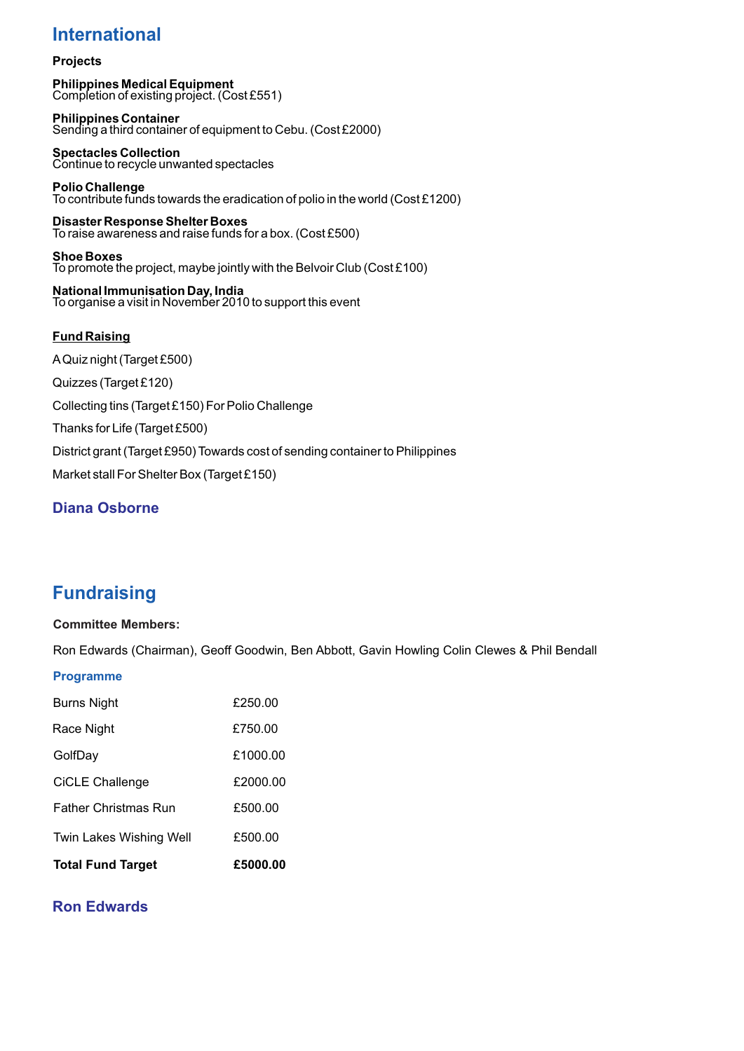## International

**Projects**

**Philippines Medical Equipment**
Completion of existing project. (Cost £551)

**Philippines Container**
Sending a third container of equipment to Cebu. (Cost £2000)

**Spectacles Collection**
Continue to recycle unwanted spectacles

**Polio Challenge**
To contribute funds towards the eradication of polio in the world (Cost £1200)

**Disaster Response Shelter Boxes**
To raise awareness and raise funds for a box. (Cost £500)

**Shoe Boxes**
To promote the project, maybe jointly with the Belvoir Club (Cost £100)

**National Immunisation Day, India**
To organise a visit in November 2010 to support this event

**Fund Raising**

A Quiz night (Target £500)

Quizzes (Target £120)

Collecting tins (Target £150) For Polio Challenge

Thanks for Life (Target £500)

District grant (Target £950) Towards cost of sending container to Philippines

Market stall For Shelter Box (Target £150)

**Diana Osborne**

## Fundraising

**Committee Members:**

Ron Edwards (Chairman), Geoff Goodwin, Ben Abbott, Gavin Howling Colin Clewes & Phil Bendall

### Programme

| | |
|---|---|
| Burns Night | £250.00 |
| Race Night | £750.00 |
| GolfDay | £1000.00 |
| CiCLE Challenge | £2000.00 |
| Father Christmas Run | £500.00 |
| Twin Lakes Wishing Well | £500.00 |
| **Total Fund Target** | **£5000.00** |

**Ron Edwards**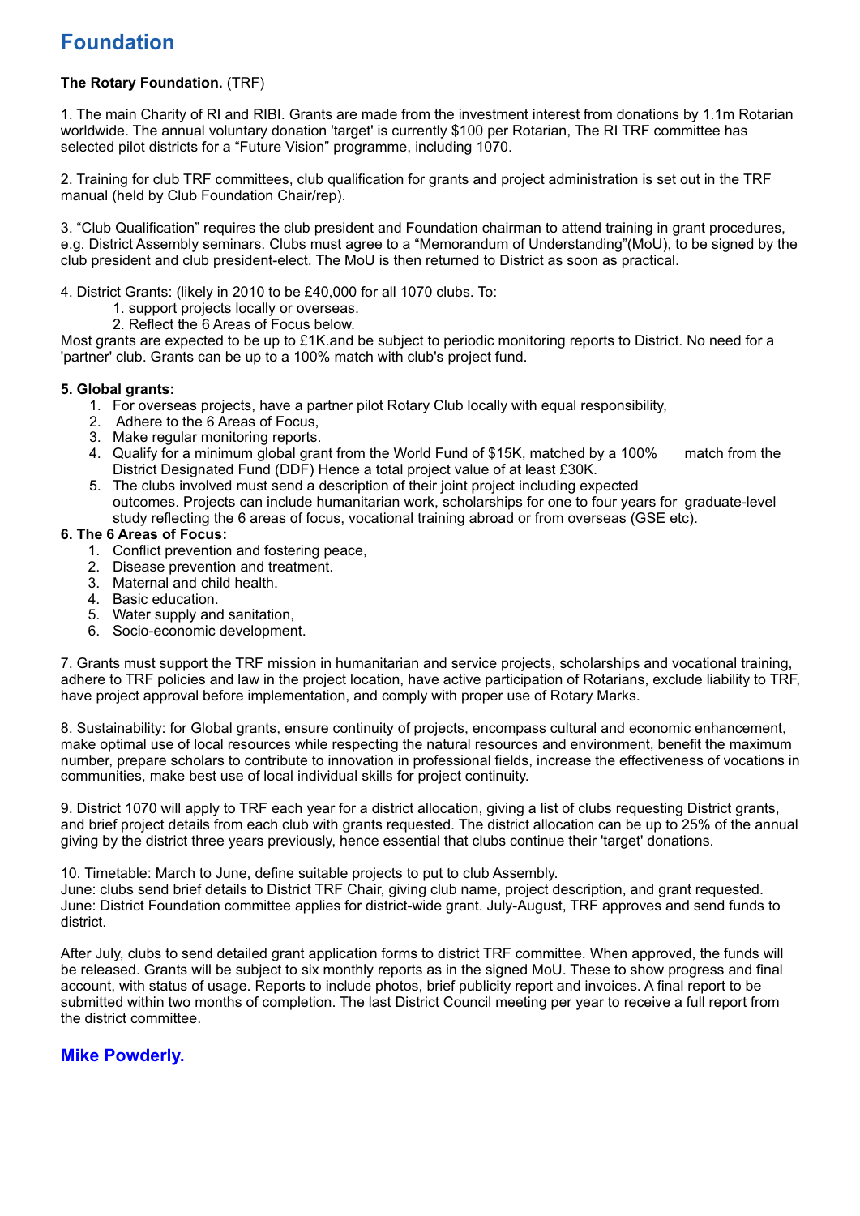# Foundation

**The Rotary Foundation.** (TRF)

1. The main Charity of RI and RIBI. Grants are made from the investment interest from donations by 1.1m Rotarian worldwide. The annual voluntary donation 'target' is currently $100 per Rotarian, The RI TRF committee has selected pilot districts for a “Future Vision” programme, including 1070.

2. Training for club TRF committees, club qualification for grants and project administration is set out in the TRF manual (held by Club Foundation Chair/rep).

3. “Club Qualification” requires the club president and Foundation chairman to attend training in grant procedures, e.g. District Assembly seminars. Clubs must agree to a “Memorandum of Understanding”(MoU), to be signed by the club president and club president-elect. The MoU is then returned to District as soon as practical.

4. District Grants: (likely in 2010 to be £40,000 for all 1070 clubs. To:

   1. support projects locally or overseas.
   2. Reflect the 6 Areas of Focus below.

Most grants are expected to be up to £1K.and be subject to periodic monitoring reports to District. No need for a 'partner' club. Grants can be up to a 100% match with club's project fund.

**5. Global grants:**

1. For overseas projects, have a partner pilot Rotary Club locally with equal responsibility,
2. Adhere to the 6 Areas of Focus,
3. Make regular monitoring reports.
4. Qualify for a minimum global grant from the World Fund of $15K, matched by a 100% match from the District Designated Fund (DDF) Hence a total project value of at least £30K.
5. The clubs involved must send a description of their joint project including expected outcomes. Projects can include humanitarian work, scholarships for one to four years for graduate-level study reflecting the 6 areas of focus, vocational training abroad or from overseas (GSE etc).

**6. The 6 Areas of Focus:**

1. Conflict prevention and fostering peace,
2. Disease prevention and treatment.
3. Maternal and child health.
4. Basic education.
5. Water supply and sanitation,
6. Socio-economic development.

7. Grants must support the TRF mission in humanitarian and service projects, scholarships and vocational training, adhere to TRF policies and law in the project location, have active participation of Rotarians, exclude liability to TRF, have project approval before implementation, and comply with proper use of Rotary Marks.

8. Sustainability: for Global grants, ensure continuity of projects, encompass cultural and economic enhancement, make optimal use of local resources while respecting the natural resources and environment, benefit the maximum number, prepare scholars to contribute to innovation in professional fields, increase the effectiveness of vocations in communities, make best use of local individual skills for project continuity.

9. District 1070 will apply to TRF each year for a district allocation, giving a list of clubs requesting District grants, and brief project details from each club with grants requested. The district allocation can be up to 25% of the annual giving by the district three years previously, hence essential that clubs continue their 'target' donations.

10. Timetable: March to June, define suitable projects to put to club Assembly.
June: clubs send brief details to District TRF Chair, giving club name, project description, and grant requested.
June: District Foundation committee applies for district-wide grant. July-August, TRF approves and send funds to district.

After July, clubs to send detailed grant application forms to district TRF committee. When approved, the funds will be released. Grants will be subject to six monthly reports as in the signed MoU. These to show progress and final account, with status of usage. Reports to include photos, brief publicity report and invoices. A final report to be submitted within two months of completion. The last District Council meeting per year to receive a full report from the district committee.

**Mike Powderly.**